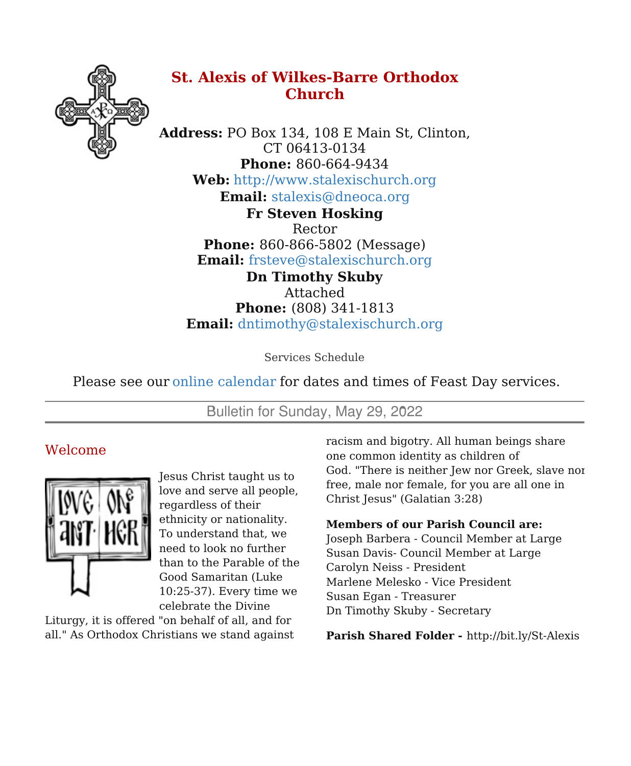# St. Alexis of Wilkes-Barre Orthodox Church

**Address:** PO Box 134, 108 E Main St, Clinton, CT 06413-0134
**Phone:** 860-664-9434
**Web:** http://www.stalexischurch.org
**Email:** stalexis@dneoca.org

**Fr Steven Hosking**
Rector
**Phone:** 860-866-5802 (Message)
**Email:** frsteve@stalexischurch.org

**Dn Timothy Skuby**
Attached
**Phone:** (808) 341-1813
**Email:** dntimothy@stalexischurch.org

Services Schedule

Please see our online calendar for dates and times of Feast Day services.

---

Bulletin for Sunday, May 29, 2022

---

## Welcome

Jesus Christ taught us to love and serve all people, regardless of their ethnicity or nationality. To understand that, we need to look no further than to the Parable of the Good Samaritan (Luke 10:25-37). Every time we celebrate the Divine Liturgy, it is offered "on behalf of all, and for all." As Orthodox Christians we stand against racism and bigotry. All human beings share one common identity as children of God. "There is neither Jew nor Greek, slave nor free, male nor female, for you are all one in Christ Jesus" (Galatian 3:28)

**Members of our Parish Council are:**
Joseph Barbera - Council Member at Large
Susan Davis- Council Member at Large
Carolyn Neiss - President
Marlene Melesko - Vice President
Susan Egan - Treasurer
Dn Timothy Skuby - Secretary

**Parish Shared Folder -** http://bit.ly/St-Alexis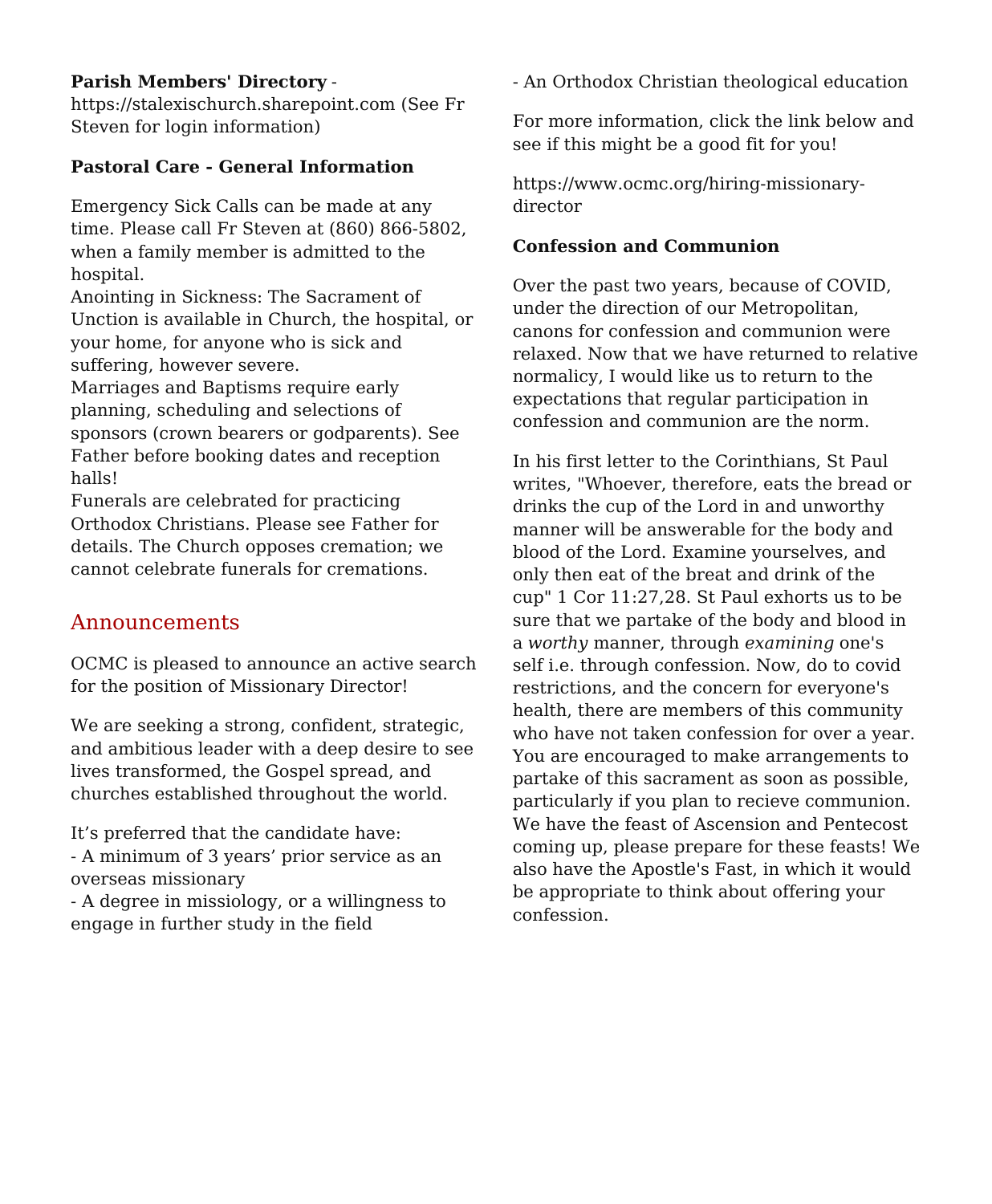**Parish Members' Directory** - https://stalexischurch.sharepoint.com (See Fr Steven for login information)

**Pastoral Care - General Information**

Emergency Sick Calls can be made at any time. Please call Fr Steven at (860) 866-5802, when a family member is admitted to the hospital.
Anointing in Sickness: The Sacrament of Unction is available in Church, the hospital, or your home, for anyone who is sick and suffering, however severe.
Marriages and Baptisms require early planning, scheduling and selections of sponsors (crown bearers or godparents). See Father before booking dates and reception halls!
Funerals are celebrated for practicing Orthodox Christians. Please see Father for details. The Church opposes cremation; we cannot celebrate funerals for cremations.

## Announcements

OCMC is pleased to announce an active search for the position of Missionary Director!

We are seeking a strong, confident, strategic, and ambitious leader with a deep desire to see lives transformed, the Gospel spread, and churches established throughout the world.

It’s preferred that the candidate have:
- A minimum of 3 years’ prior service as an overseas missionary
- A degree in missiology, or a willingness to engage in further study in the field
- An Orthodox Christian theological education

For more information, click the link below and see if this might be a good fit for you!

https://www.ocmc.org/hiring-missionary-director

**Confession and Communion**

Over the past two years, because of COVID, under the direction of our Metropolitan, canons for confession and communion were relaxed. Now that we have returned to relative normalicy, I would like us to return to the expectations that regular participation in confession and communion are the norm.

In his first letter to the Corinthians, St Paul writes, "Whoever, therefore, eats the bread or drinks the cup of the Lord in and unworthy manner will be answerable for the body and blood of the Lord. Examine yourselves, and only then eat of the breat and drink of the cup" 1 Cor 11:27,28. St Paul exhorts us to be sure that we partake of the body and blood in a *worthy* manner, through *examining* one's self i.e. through confession. Now, do to covid restrictions, and the concern for everyone's health, there are members of this community who have not taken confession for over a year. You are encouraged to make arrangements to partake of this sacrament as soon as possible, particularly if you plan to recieve communion. We have the feast of Ascension and Pentecost coming up, please prepare for these feasts! We also have the Apostle's Fast, in which it would be appropriate to think about offering your confession.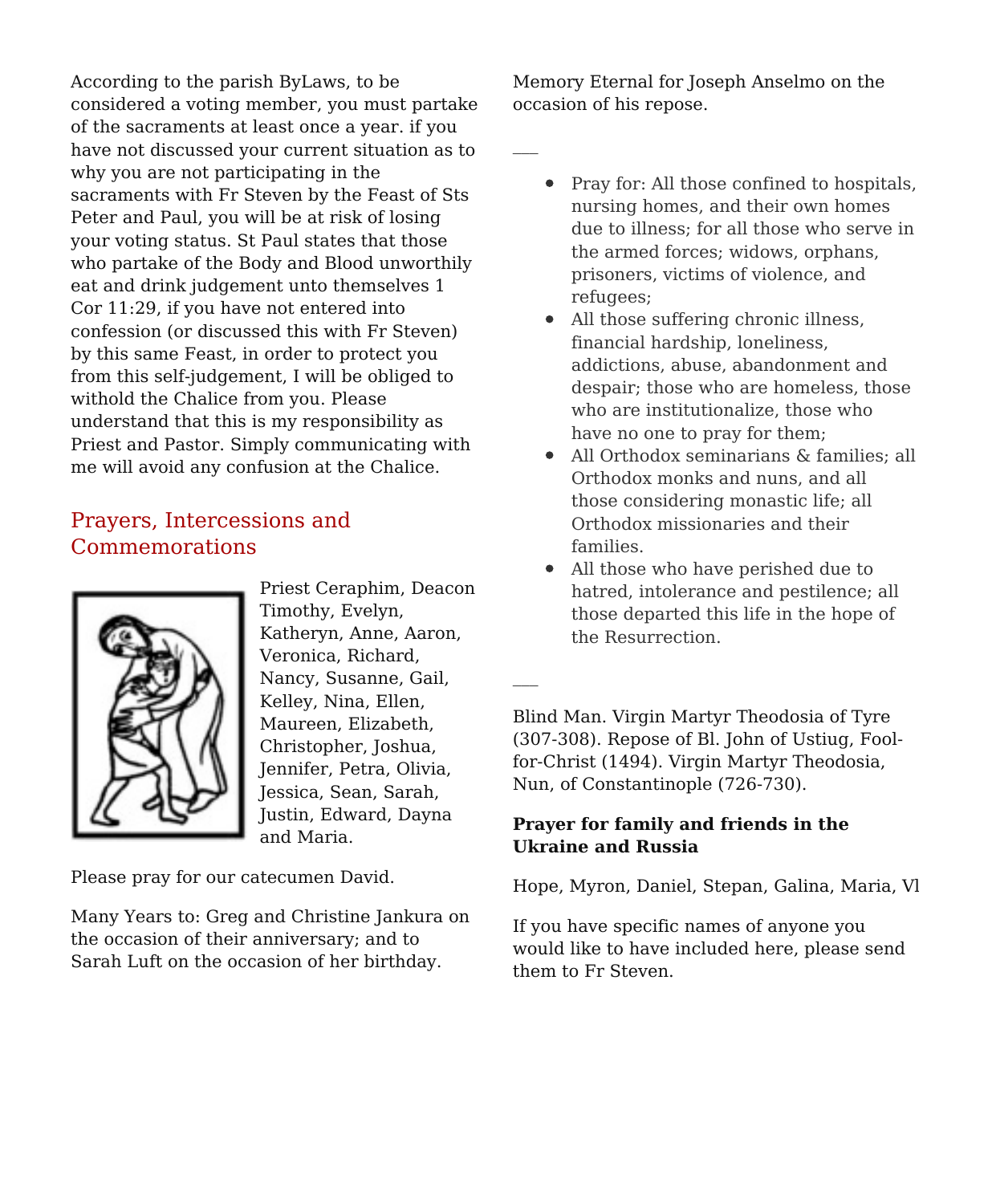According to the parish ByLaws, to be considered a voting member, you must partake of the sacraments at least once a year. if you have not discussed your current situation as to why you are not participating in the sacraments with Fr Steven by the Feast of Sts Peter and Paul, you will be at risk of losing your voting status. St Paul states that those who partake of the Body and Blood unworthily eat and drink judgement unto themselves 1 Cor 11:29, if you have not entered into confession (or discussed this with Fr Steven) by this same Feast, in order to protect you from this self-judgement, I will be obliged to withold the Chalice from you. Please understand that this is my responsibility as Priest and Pastor. Simply communicating with me will avoid any confusion at the Chalice.

## Prayers, Intercessions and Commemorations

Priest Ceraphim, Deacon Timothy, Evelyn, Katheryn, Anne, Aaron, Veronica, Richard, Nancy, Susanne, Gail, Kelley, Nina, Ellen, Maureen, Elizabeth, Christopher, Joshua, Jennifer, Petra, Olivia, Jessica, Sean, Sarah, Justin, Edward, Dayna and Maria.

Please pray for our catecumen David.

Many Years to: Greg and Christine Jankura on the occasion of their anniversary; and to Sarah Luft on the occasion of her birthday.

Memory Eternal for Joseph Anselmo on the occasion of his repose.

---

- Pray for: All those confined to hospitals, nursing homes, and their own homes due to illness; for all those who serve in the armed forces; widows, orphans, prisoners, victims of violence, and refugees;
- All those suffering chronic illness, financial hardship, loneliness, addictions, abuse, abandonment and despair; those who are homeless, those who are institutionalize, those who have no one to pray for them;
- All Orthodox seminarians & families; all Orthodox monks and nuns, and all those considering monastic life; all Orthodox missionaries and their families.
- All those who have perished due to hatred, intolerance and pestilence; all those departed this life in the hope of the Resurrection.

---

Blind Man. Virgin Martyr Theodosia of Tyre (307-308). Repose of Bl. John of Ustiug, Fool-for-Christ (1494). Virgin Martyr Theodosia, Nun, of Constantinople (726-730).

**Prayer for family and friends in the Ukraine and Russia**

Hope, Myron, Daniel, Stepan, Galina, Maria, Vl

If you have specific names of anyone you would like to have included here, please send them to Fr Steven.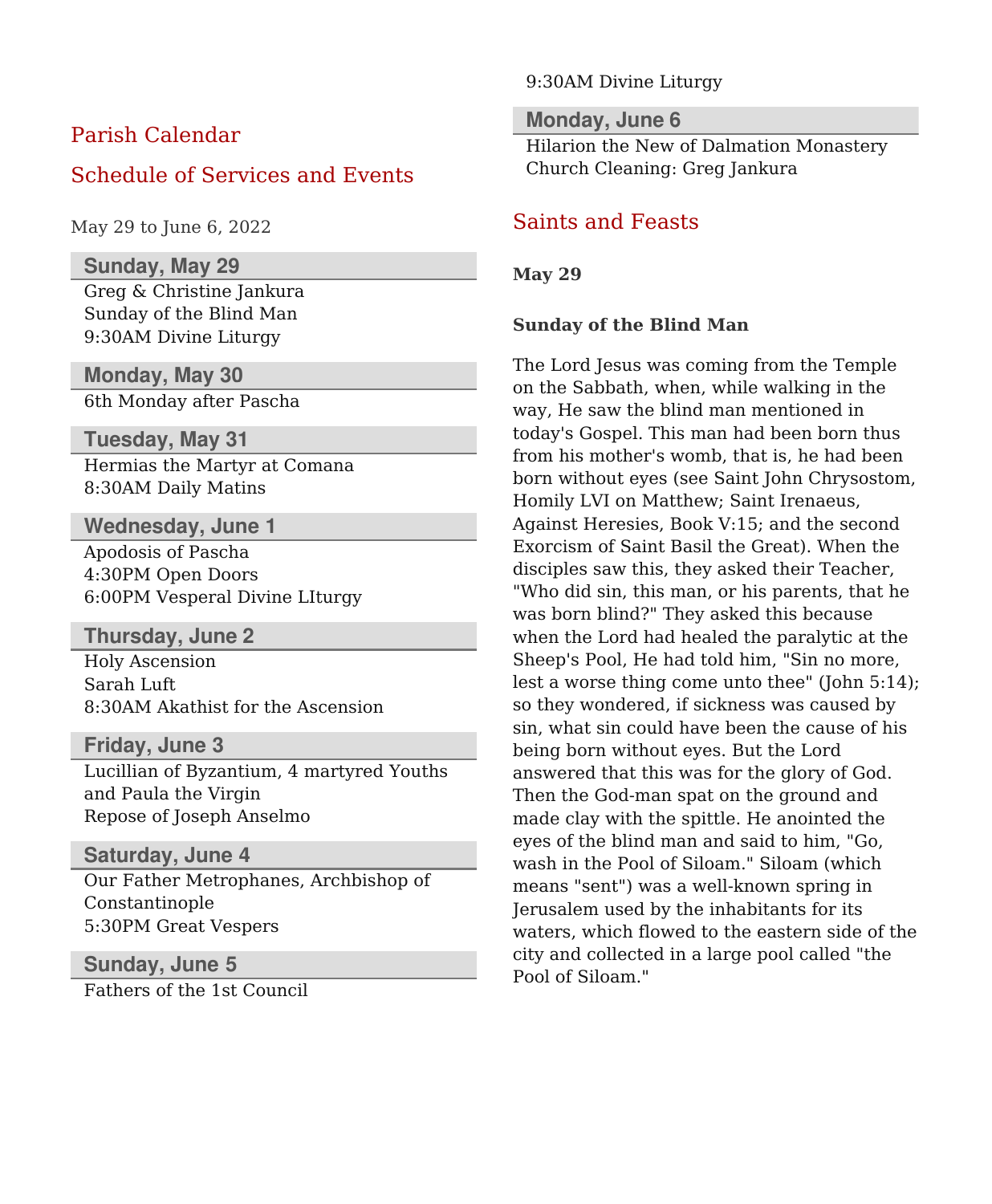# Parish Calendar

## Schedule of Services and Events

May 29 to June 6, 2022

### Sunday, May 29

Greg & Christine Jankura
Sunday of the Blind Man
9:30AM Divine Liturgy

### Monday, May 30

6th Monday after Pascha

### Tuesday, May 31

Hermias the Martyr at Comana
8:30AM Daily Matins

### Wednesday, June 1

Apodosis of Pascha
4:30PM Open Doors
6:00PM Vesperal Divine LIturgy

### Thursday, June 2

Holy Ascension
Sarah Luft
8:30AM Akathist for the Ascension

### Friday, June 3

Lucillian of Byzantium, 4 martyred Youths and Paula the Virgin
Repose of Joseph Anselmo

### Saturday, June 4

Our Father Metrophanes, Archbishop of Constantinople
5:30PM Great Vespers

### Sunday, June 5

Fathers of the 1st Council
9:30AM Divine Liturgy

### Monday, June 6

Hilarion the New of Dalmation Monastery
Church Cleaning: Greg Jankura

## Saints and Feasts

**May 29**

**Sunday of the Blind Man**

The Lord Jesus was coming from the Temple on the Sabbath, when, while walking in the way, He saw the blind man mentioned in today's Gospel. This man had been born thus from his mother's womb, that is, he had been born without eyes (see Saint John Chrysostom, Homily LVI on Matthew; Saint Irenaeus, Against Heresies, Book V:15; and the second Exorcism of Saint Basil the Great). When the disciples saw this, they asked their Teacher, "Who did sin, this man, or his parents, that he was born blind?" They asked this because when the Lord had healed the paralytic at the Sheep's Pool, He had told him, "Sin no more, lest a worse thing come unto thee" (John 5:14); so they wondered, if sickness was caused by sin, what sin could have been the cause of his being born without eyes. But the Lord answered that this was for the glory of God. Then the God-man spat on the ground and made clay with the spittle. He anointed the eyes of the blind man and said to him, "Go, wash in the Pool of Siloam." Siloam (which means "sent") was a well-known spring in Jerusalem used by the inhabitants for its waters, which flowed to the eastern side of the city and collected in a large pool called "the Pool of Siloam."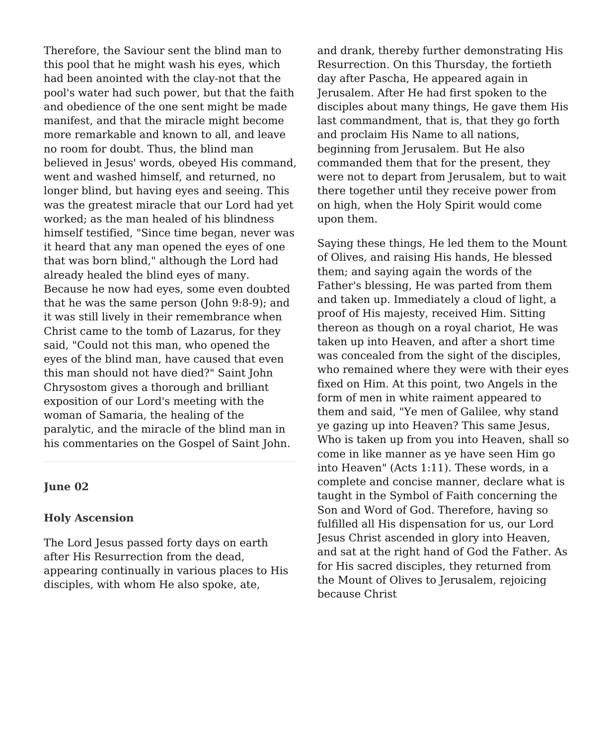Therefore, the Saviour sent the blind man to this pool that he might wash his eyes, which had been anointed with the clay-not that the pool's water had such power, but that the faith and obedience of the one sent might be made manifest, and that the miracle might become more remarkable and known to all, and leave no room for doubt. Thus, the blind man believed in Jesus' words, obeyed His command, went and washed himself, and returned, no longer blind, but having eyes and seeing. This was the greatest miracle that our Lord had yet worked; as the man healed of his blindness himself testified, "Since time began, never was it heard that any man opened the eyes of one that was born blind," although the Lord had already healed the blind eyes of many. Because he now had eyes, some even doubted that he was the same person (John 9:8-9); and it was still lively in their remembrance when Christ came to the tomb of Lazarus, for they said, "Could not this man, who opened the eyes of the blind man, have caused that even this man should not have died?" Saint John Chrysostom gives a thorough and brilliant exposition of our Lord's meeting with the woman of Samaria, the healing of the paralytic, and the miracle of the blind man in his commentaries on the Gospel of Saint John.

---

**June 02**

**Holy Ascension**

The Lord Jesus passed forty days on earth after His Resurrection from the dead, appearing continually in various places to His disciples, with whom He also spoke, ate, and drank, thereby further demonstrating His Resurrection. On this Thursday, the fortieth day after Pascha, He appeared again in Jerusalem. After He had first spoken to the disciples about many things, He gave them His last commandment, that is, that they go forth and proclaim His Name to all nations, beginning from Jerusalem. But He also commanded them that for the present, they were not to depart from Jerusalem, but to wait there together until they receive power from on high, when the Holy Spirit would come upon them.

Saying these things, He led them to the Mount of Olives, and raising His hands, He blessed them; and saying again the words of the Father's blessing, He was parted from them and taken up. Immediately a cloud of light, a proof of His majesty, received Him. Sitting thereon as though on a royal chariot, He was taken up into Heaven, and after a short time was concealed from the sight of the disciples, who remained where they were with their eyes fixed on Him. At this point, two Angels in the form of men in white raiment appeared to them and said, "Ye men of Galilee, why stand ye gazing up into Heaven? This same Jesus, Who is taken up from you into Heaven, shall so come in like manner as ye have seen Him go into Heaven" (Acts 1:11). These words, in a complete and concise manner, declare what is taught in the Symbol of Faith concerning the Son and Word of God. Therefore, having so fulfilled all His dispensation for us, our Lord Jesus Christ ascended in glory into Heaven, and sat at the right hand of God the Father. As for His sacred disciples, they returned from the Mount of Olives to Jerusalem, rejoicing because Christ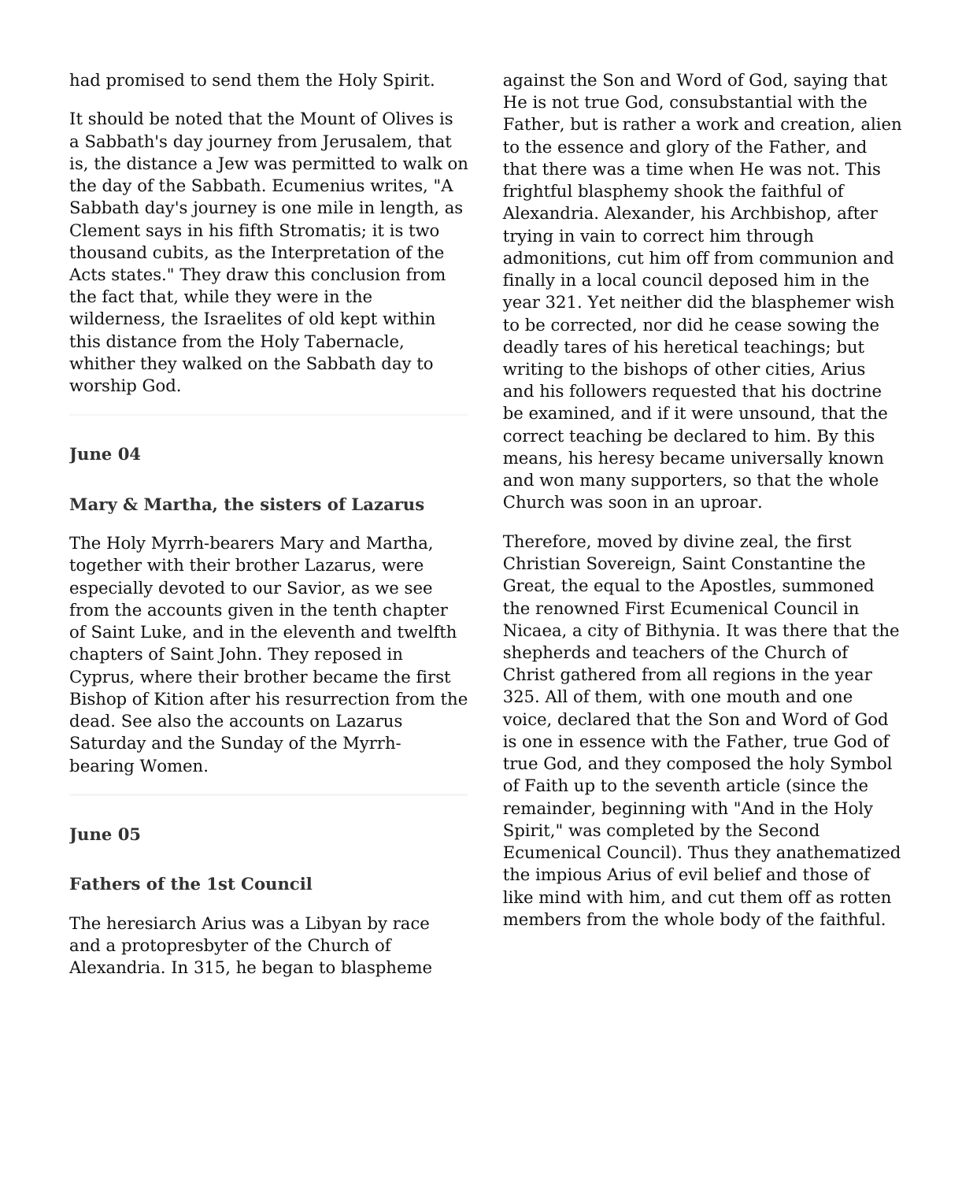had promised to send them the Holy Spirit.

It should be noted that the Mount of Olives is a Sabbath's day journey from Jerusalem, that is, the distance a Jew was permitted to walk on the day of the Sabbath. Ecumenius writes, "A Sabbath day's journey is one mile in length, as Clement says in his fifth Stromatis; it is two thousand cubits, as the Interpretation of the Acts states." They draw this conclusion from the fact that, while they were in the wilderness, the Israelites of old kept within this distance from the Holy Tabernacle, whither they walked on the Sabbath day to worship God.

---

### June 04

### Mary & Martha, the sisters of Lazarus

The Holy Myrrh-bearers Mary and Martha, together with their brother Lazarus, were especially devoted to our Savior, as we see from the accounts given in the tenth chapter of Saint Luke, and in the eleventh and twelfth chapters of Saint John. They reposed in Cyprus, where their brother became the first Bishop of Kition after his resurrection from the dead. See also the accounts on Lazarus Saturday and the Sunday of the Myrrh-bearing Women.

---

### June 05

### Fathers of the 1st Council

The heresiarch Arius was a Libyan by race and a protopresbyter of the Church of Alexandria. In 315, he began to blaspheme against the Son and Word of God, saying that He is not true God, consubstantial with the Father, but is rather a work and creation, alien to the essence and glory of the Father, and that there was a time when He was not. This frightful blasphemy shook the faithful of Alexandria. Alexander, his Archbishop, after trying in vain to correct him through admonitions, cut him off from communion and finally in a local council deposed him in the year 321. Yet neither did the blasphemer wish to be corrected, nor did he cease sowing the deadly tares of his heretical teachings; but writing to the bishops of other cities, Arius and his followers requested that his doctrine be examined, and if it were unsound, that the correct teaching be declared to him. By this means, his heresy became universally known and won many supporters, so that the whole Church was soon in an uproar.

Therefore, moved by divine zeal, the first Christian Sovereign, Saint Constantine the Great, the equal to the Apostles, summoned the renowned First Ecumenical Council in Nicaea, a city of Bithynia. It was there that the shepherds and teachers of the Church of Christ gathered from all regions in the year 325. All of them, with one mouth and one voice, declared that the Son and Word of God is one in essence with the Father, true God of true God, and they composed the holy Symbol of Faith up to the seventh article (since the remainder, beginning with "And in the Holy Spirit," was completed by the Second Ecumenical Council). Thus they anathematized the impious Arius of evil belief and those of like mind with him, and cut them off as rotten members from the whole body of the faithful.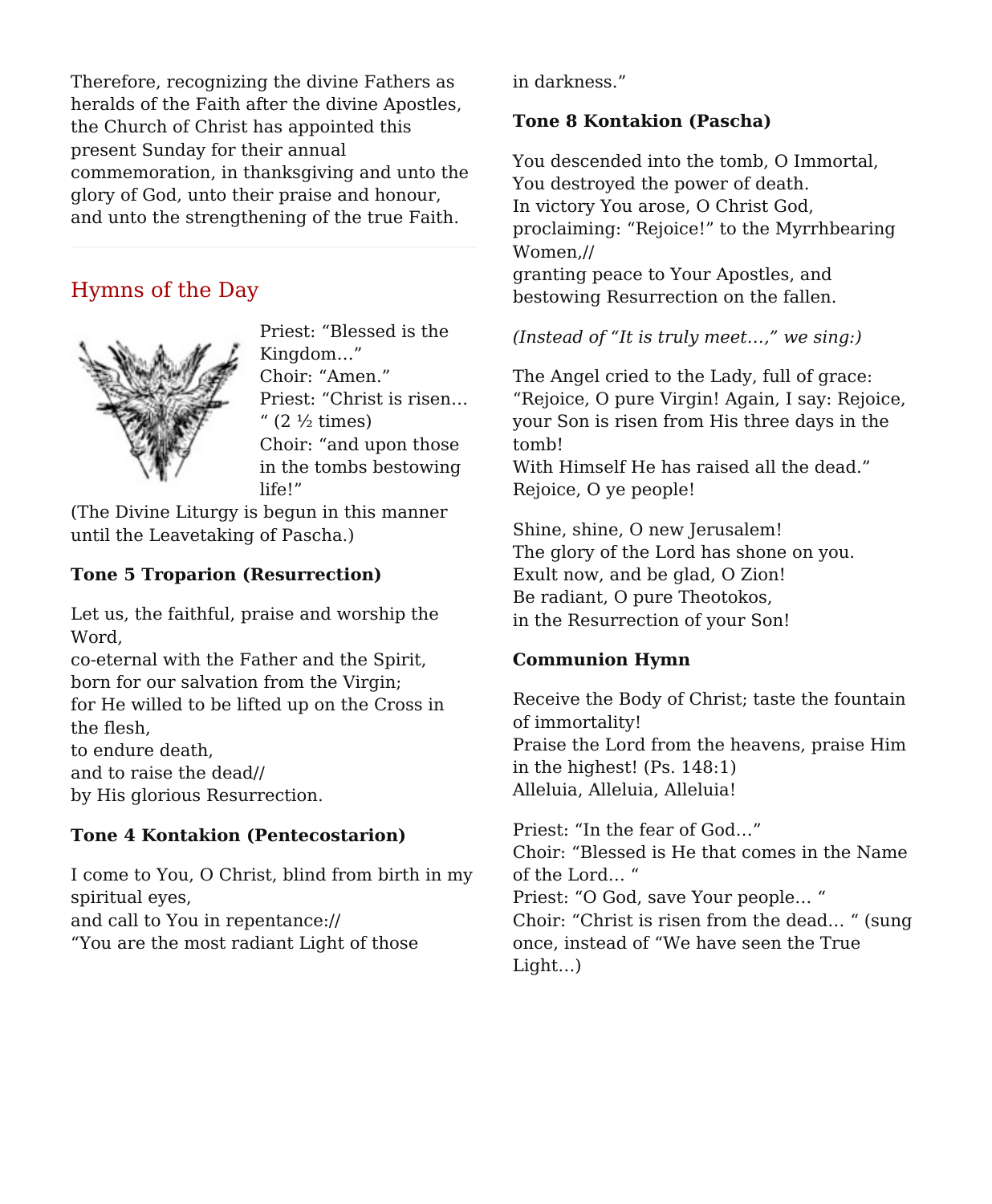Therefore, recognizing the divine Fathers as heralds of the Faith after the divine Apostles, the Church of Christ has appointed this present Sunday for their annual commemoration, in thanksgiving and unto the glory of God, unto their praise and honour, and unto the strengthening of the true Faith.

---

## Hymns of the Day

Priest: “Blessed is the Kingdom…”
Choir: “Amen.”
Priest: “Christ is risen… ” (2 ½ times)
Choir: “and upon those in the tombs bestowing life!”
(The Divine Liturgy is begun in this manner until the Leavetaking of Pascha.)

**Tone 5 Troparion (Resurrection)**

Let us, the faithful, praise and worship the Word,
co-eternal with the Father and the Spirit,
born for our salvation from the Virgin;
for He willed to be lifted up on the Cross in the flesh,
to endure death,
and to raise the dead//
by His glorious Resurrection.

**Tone 4 Kontakion (Pentecostarion)**

I come to You, O Christ, blind from birth in my spiritual eyes,
and call to You in repentance://
“You are the most radiant Light of those in darkness.”

**Tone 8 Kontakion (Pascha)**

You descended into the tomb, O Immortal,
You destroyed the power of death.
In victory You arose, O Christ God,
proclaiming: “Rejoice!” to the Myrrhbearing Women,//
granting peace to Your Apostles, and bestowing Resurrection on the fallen.

*(Instead of “It is truly meet…,” we sing:)*

The Angel cried to the Lady, full of grace:
“Rejoice, O pure Virgin! Again, I say: Rejoice, your Son is risen from His three days in the tomb!
With Himself He has raised all the dead.”
Rejoice, O ye people!

Shine, shine, O new Jerusalem!
The glory of the Lord has shone on you.
Exult now, and be glad, O Zion!
Be radiant, O pure Theotokos,
in the Resurrection of your Son!

**Communion Hymn**

Receive the Body of Christ; taste the fountain of immortality!
Praise the Lord from the heavens, praise Him in the highest! (Ps. 148:1)
Alleluia, Alleluia, Alleluia!

Priest: “In the fear of God…”
Choir: “Blessed is He that comes in the Name of the Lord… “
Priest: “O God, save Your people… “
Choir: “Christ is risen from the dead… “ (sung once, instead of “We have seen the True Light…)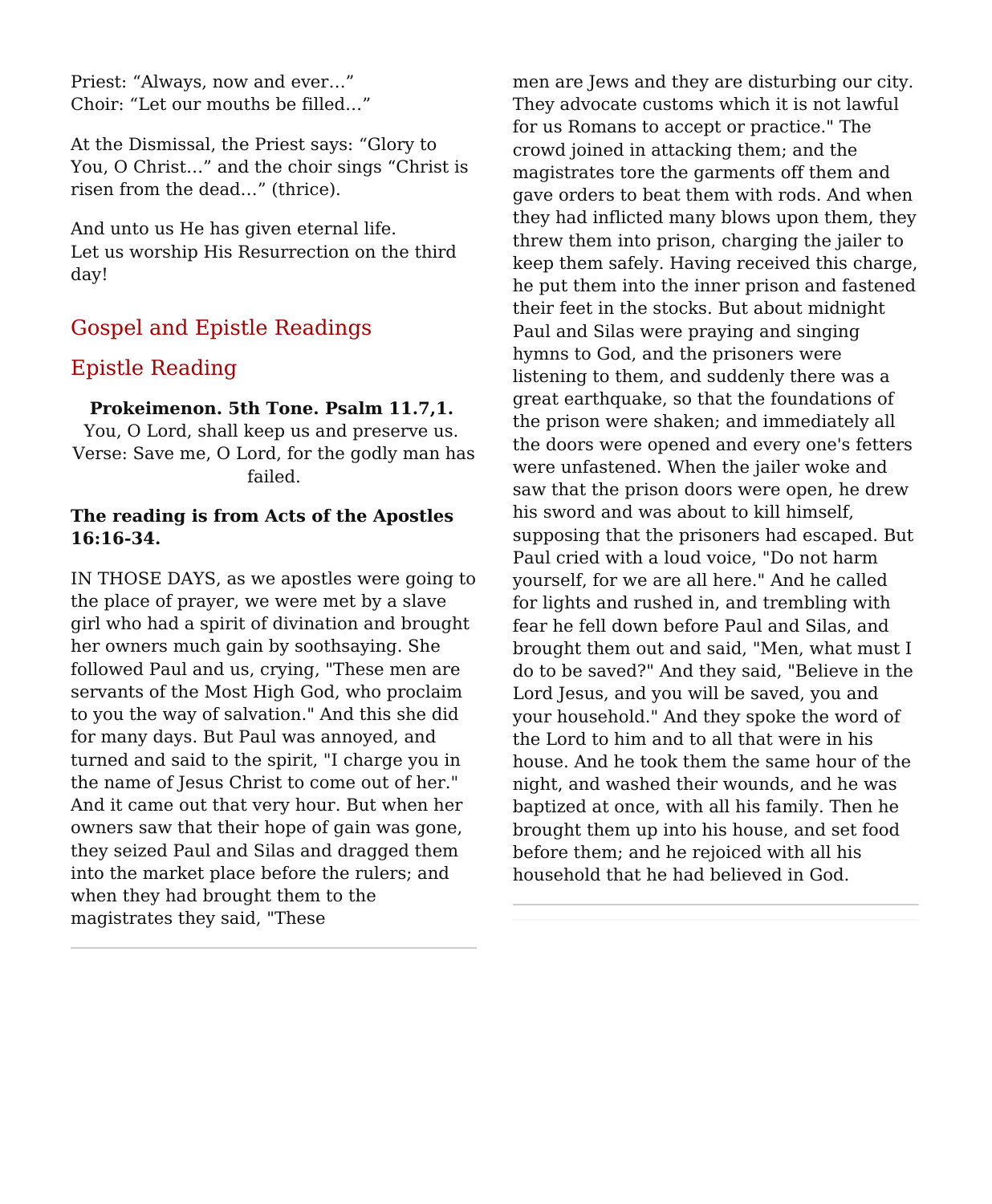Priest: “Always, now and ever…”
Choir: “Let our mouths be filled…”

At the Dismissal, the Priest says: “Glory to You, O Christ…” and the choir sings “Christ is risen from the dead…” (thrice).

And unto us He has given eternal life.
Let us worship His Resurrection on the third day!

## Gospel and Epistle Readings

## Epistle Reading

**Prokeimenon. 5th Tone. Psalm 11.7,1.**
You, O Lord, shall keep us and preserve us.
Verse: Save me, O Lord, for the godly man has failed.

**The reading is from Acts of the Apostles 16:16-34.**

IN THOSE DAYS, as we apostles were going to the place of prayer, we were met by a slave girl who had a spirit of divination and brought her owners much gain by soothsaying. She followed Paul and us, crying, "These men are servants of the Most High God, who proclaim to you the way of salvation." And this she did for many days. But Paul was annoyed, and turned and said to the spirit, "I charge you in the name of Jesus Christ to come out of her." And it came out that very hour. But when her owners saw that their hope of gain was gone, they seized Paul and Silas and dragged them into the market place before the rulers; and when they had brought them to the magistrates they said, "These men are Jews and they are disturbing our city. They advocate customs which it is not lawful for us Romans to accept or practice." The crowd joined in attacking them; and the magistrates tore the garments off them and gave orders to beat them with rods. And when they had inflicted many blows upon them, they threw them into prison, charging the jailer to keep them safely. Having received this charge, he put them into the inner prison and fastened their feet in the stocks. But about midnight Paul and Silas were praying and singing hymns to God, and the prisoners were listening to them, and suddenly there was a great earthquake, so that the foundations of the prison were shaken; and immediately all the doors were opened and every one's fetters were unfastened. When the jailer woke and saw that the prison doors were open, he drew his sword and was about to kill himself, supposing that the prisoners had escaped. But Paul cried with a loud voice, "Do not harm yourself, for we are all here." And he called for lights and rushed in, and trembling with fear he fell down before Paul and Silas, and brought them out and said, "Men, what must I do to be saved?" And they said, "Believe in the Lord Jesus, and you will be saved, you and your household." And they spoke the word of the Lord to him and to all that were in his house. And he took them the same hour of the night, and washed their wounds, and he was baptized at once, with all his family. Then he brought them up into his house, and set food before them; and he rejoiced with all his household that he had believed in God.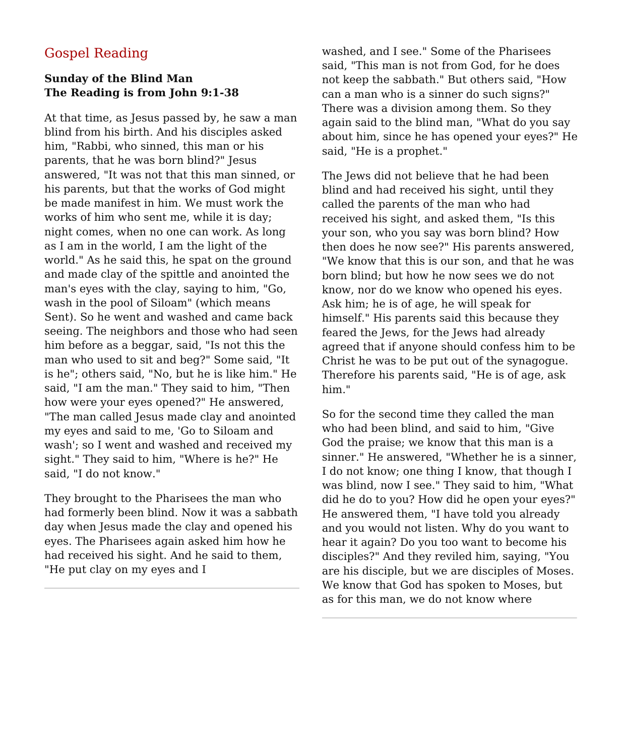## Gospel Reading

**Sunday of the Blind Man**
**The Reading is from John 9:1-38**

At that time, as Jesus passed by, he saw a man blind from his birth. And his disciples asked him, "Rabbi, who sinned, this man or his parents, that he was born blind?" Jesus answered, "It was not that this man sinned, or his parents, but that the works of God might be made manifest in him. We must work the works of him who sent me, while it is day; night comes, when no one can work. As long as I am in the world, I am the light of the world." As he said this, he spat on the ground and made clay of the spittle and anointed the man's eyes with the clay, saying to him, "Go, wash in the pool of Siloam" (which means Sent). So he went and washed and came back seeing. The neighbors and those who had seen him before as a beggar, said, "Is not this the man who used to sit and beg?" Some said, "It is he"; others said, "No, but he is like him." He said, "I am the man." They said to him, "Then how were your eyes opened?" He answered, "The man called Jesus made clay and anointed my eyes and said to me, 'Go to Siloam and wash'; so I went and washed and received my sight." They said to him, "Where is he?" He said, "I do not know."

They brought to the Pharisees the man who had formerly been blind. Now it was a sabbath day when Jesus made the clay and opened his eyes. The Pharisees again asked him how he had received his sight. And he said to them, "He put clay on my eyes and I washed, and I see." Some of the Pharisees said, "This man is not from God, for he does not keep the sabbath." But others said, "How can a man who is a sinner do such signs?" There was a division among them. So they again said to the blind man, "What do you say about him, since he has opened your eyes?" He said, "He is a prophet."

The Jews did not believe that he had been blind and had received his sight, until they called the parents of the man who had received his sight, and asked them, "Is this your son, who you say was born blind? How then does he now see?" His parents answered, "We know that this is our son, and that he was born blind; but how he now sees we do not know, nor do we know who opened his eyes. Ask him; he is of age, he will speak for himself." His parents said this because they feared the Jews, for the Jews had already agreed that if anyone should confess him to be Christ he was to be put out of the synagogue. Therefore his parents said, "He is of age, ask him."

So for the second time they called the man who had been blind, and said to him, "Give God the praise; we know that this man is a sinner." He answered, "Whether he is a sinner, I do not know; one thing I know, that though I was blind, now I see." They said to him, "What did he do to you? How did he open your eyes?" He answered them, "I have told you already and you would not listen. Why do you want to hear it again? Do you too want to become his disciples?" And they reviled him, saying, "You are his disciple, but we are disciples of Moses. We know that God has spoken to Moses, but as for this man, we do not know where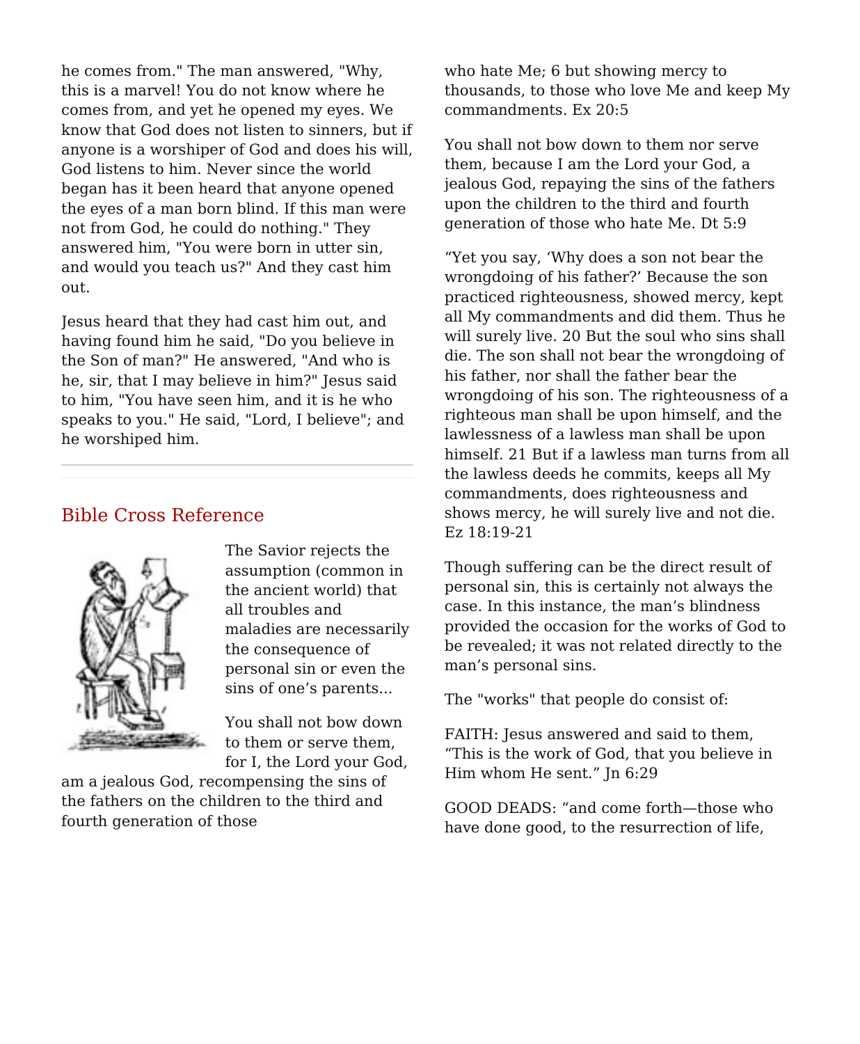he comes from." The man answered, "Why, this is a marvel! You do not know where he comes from, and yet he opened my eyes. We know that God does not listen to sinners, but if anyone is a worshiper of God and does his will, God listens to him. Never since the world began has it been heard that anyone opened the eyes of a man born blind. If this man were not from God, he could do nothing." They answered him, "You were born in utter sin, and would you teach us?" And they cast him out.

Jesus heard that they had cast him out, and having found him he said, "Do you believe in the Son of man?" He answered, "And who is he, sir, that I may believe in him?" Jesus said to him, "You have seen him, and it is he who speaks to you." He said, "Lord, I believe"; and he worshiped him.

---

## Bible Cross Reference

The Savior rejects the assumption (common in the ancient world) that all troubles and maladies are necessarily the consequence of personal sin or even the sins of one's parents...

You shall not bow down to them or serve them, for I, the Lord your God, am a jealous God, recompensing the sins of the fathers on the children to the third and fourth generation of those who hate Me; 6 but showing mercy to thousands, to those who love Me and keep My commandments. Ex 20:5

You shall not bow down to them nor serve them, because I am the Lord your God, a jealous God, repaying the sins of the fathers upon the children to the third and fourth generation of those who hate Me. Dt 5:9

"Yet you say, 'Why does a son not bear the wrongdoing of his father?' Because the son practiced righteousness, showed mercy, kept all My commandments and did them. Thus he will surely live. 20 But the soul who sins shall die. The son shall not bear the wrongdoing of his father, nor shall the father bear the wrongdoing of his son. The righteousness of a righteous man shall be upon himself, and the lawlessness of a lawless man shall be upon himself. 21 But if a lawless man turns from all the lawless deeds he commits, keeps all My commandments, does righteousness and shows mercy, he will surely live and not die. Ez 18:19-21

Though suffering can be the direct result of personal sin, this is certainly not always the case. In this instance, the man's blindness provided the occasion for the works of God to be revealed; it was not related directly to the man's personal sins.

The "works" that people do consist of:

FAITH: Jesus answered and said to them, "This is the work of God, that you believe in Him whom He sent." Jn 6:29

GOOD DEADS: "and come forth—those who have done good, to the resurrection of life,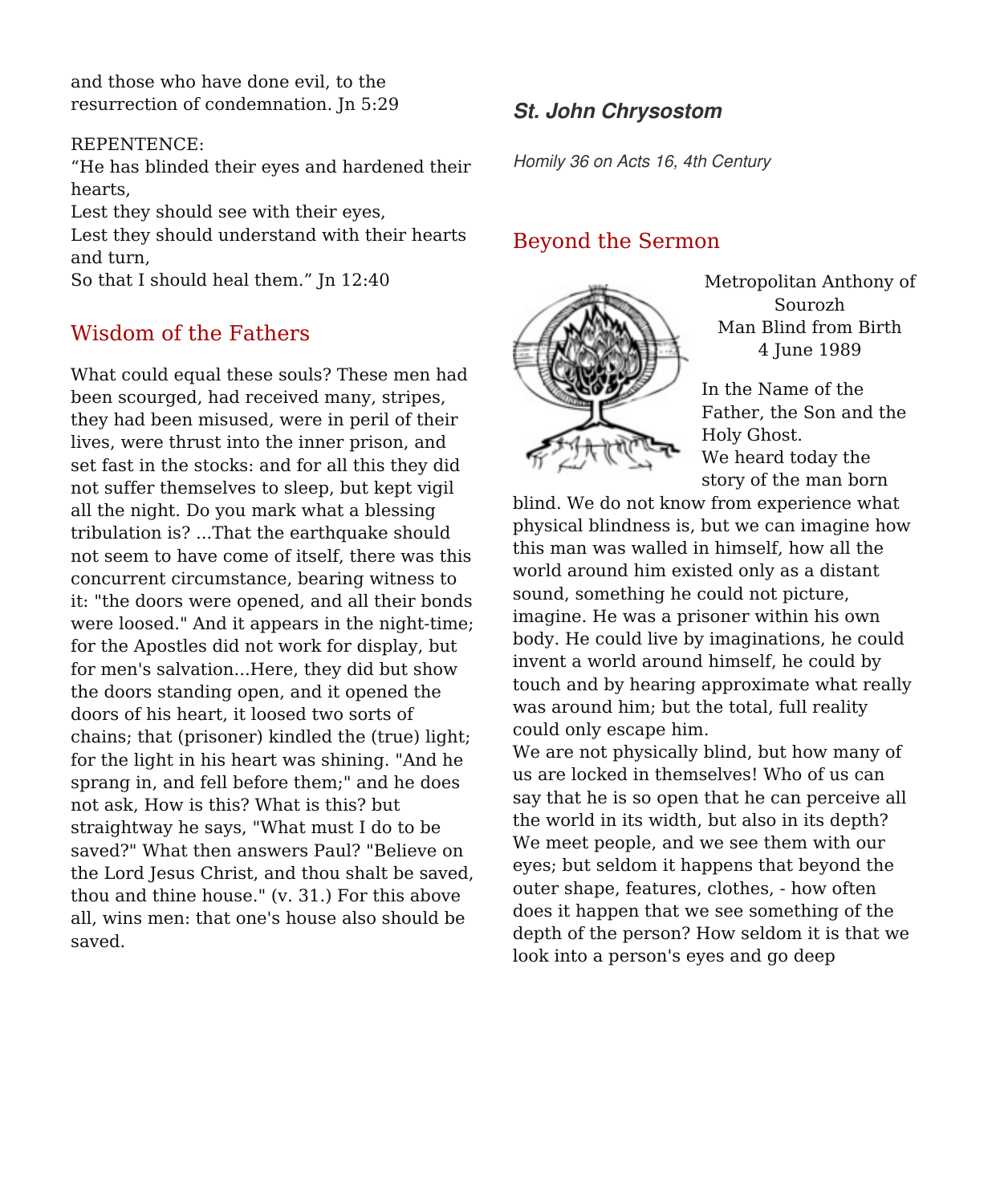and those who have done evil, to the resurrection of condemnation. Jn 5:29

REPENTENCE:
"He has blinded their eyes and hardened their hearts,
Lest they should see with their eyes,
Lest they should understand with their hearts and turn,
So that I should heal them." Jn 12:40

## Wisdom of the Fathers

What could equal these souls? These men had been scourged, had received many, stripes, they had been misused, were in peril of their lives, were thrust into the inner prison, and set fast in the stocks: and for all this they did not suffer themselves to sleep, but kept vigil all the night. Do you mark what a blessing tribulation is? ...That the earthquake should not seem to have come of itself, there was this concurrent circumstance, bearing witness to it: "the doors were opened, and all their bonds were loosed." And it appears in the night-time; for the Apostles did not work for display, but for men's salvation...Here, they did but show the doors standing open, and it opened the doors of his heart, it loosed two sorts of chains; that (prisoner) kindled the (true) light; for the light in his heart was shining. "And he sprang in, and fell before them;" and he does not ask, How is this? What is this? but straightway he says, "What must I do to be saved?" What then answers Paul? "Believe on the Lord Jesus Christ, and thou shalt be saved, thou and thine house." (v. 31.) For this above all, wins men: that one's house also should be saved.

***St. John Chrysostom***

*Homily 36 on Acts 16, 4th Century*

## Beyond the Sermon

Metropolitan Anthony of Sourozh
Man Blind from Birth
4 June 1989

In the Name of the Father, the Son and the Holy Ghost.
We heard today the story of the man born blind. We do not know from experience what physical blindness is, but we can imagine how this man was walled in himself, how all the world around him existed only as a distant sound, something he could not picture, imagine. He was a prisoner within his own body. He could live by imaginations, he could invent a world around himself, he could by touch and by hearing approximate what really was around him; but the total, full reality could only escape him.
We are not physically blind, but how many of us are locked in themselves! Who of us can say that he is so open that he can perceive all the world in its width, but also in its depth? We meet people, and we see them with our eyes; but seldom it happens that beyond the outer shape, features, clothes, - how often does it happen that we see something of the depth of the person? How seldom it is that we look into a person's eyes and go deep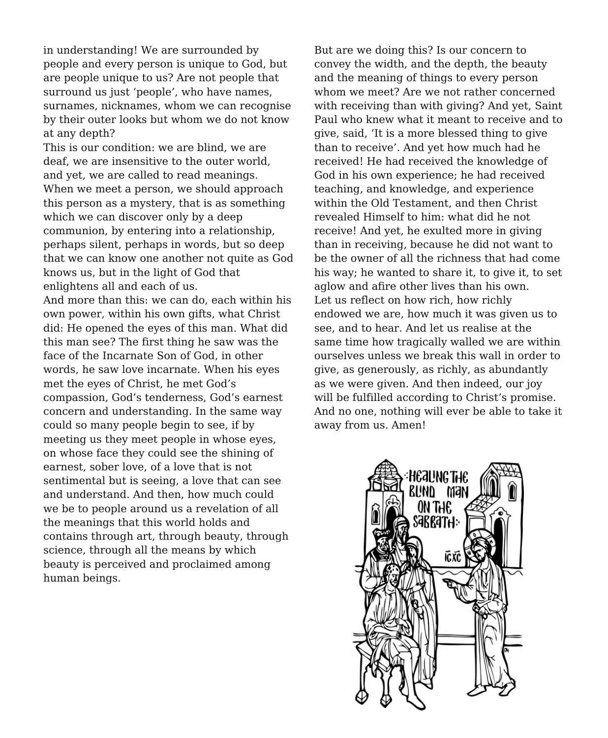in understanding! We are surrounded by people and every person is unique to God, but are people unique to us? Are not people that surround us just 'people', who have names, surnames, nicknames, whom we can recognise by their outer looks but whom we do not know at any depth?

This is our condition: we are blind, we are deaf, we are insensitive to the outer world, and yet, we are called to read meanings. When we meet a person, we should approach this person as a mystery, that is as something which we can discover only by a deep communion, by entering into a relationship, perhaps silent, perhaps in words, but so deep that we can know one another not quite as God knows us, but in the light of God that enlightens all and each of us.

And more than this: we can do, each within his own power, within his own gifts, what Christ did: He opened the eyes of this man. What did this man see? The first thing he saw was the face of the Incarnate Son of God, in other words, he saw love incarnate. When his eyes met the eyes of Christ, he met God's compassion, God's tenderness, God's earnest concern and understanding. In the same way could so many people begin to see, if by meeting us they meet people in whose eyes, on whose face they could see the shining of earnest, sober love, of a love that is not sentimental but is seeing, a love that can see and understand. And then, how much could we be to people around us a revelation of all the meanings that this world holds and contains through art, through beauty, through science, through all the means by which beauty is perceived and proclaimed among human beings.

But are we doing this? Is our concern to convey the width, and the depth, the beauty and the meaning of things to every person whom we meet? Are we not rather concerned with receiving than with giving? And yet, Saint Paul who knew what it meant to receive and to give, said, 'It is a more blessed thing to give than to receive'. And yet how much had he received! He had received the knowledge of God in his own experience; he had received teaching, and knowledge, and experience within the Old Testament, and then Christ revealed Himself to him: what did he not receive! And yet, he exulted more in giving than in receiving, because he did not want to be the owner of all the richness that had come his way; he wanted to share it, to give it, to set aglow and afire other lives than his own.

Let us reflect on how rich, how richly endowed we are, how much it was given us to see, and to hear. And let us realise at the same time how tragically walled we are within ourselves unless we break this wall in order to give, as generously, as richly, as abundantly as we were given. And then indeed, our joy will be fulfilled according to Christ's promise. And no one, nothing will ever be able to take it away from us. Amen!